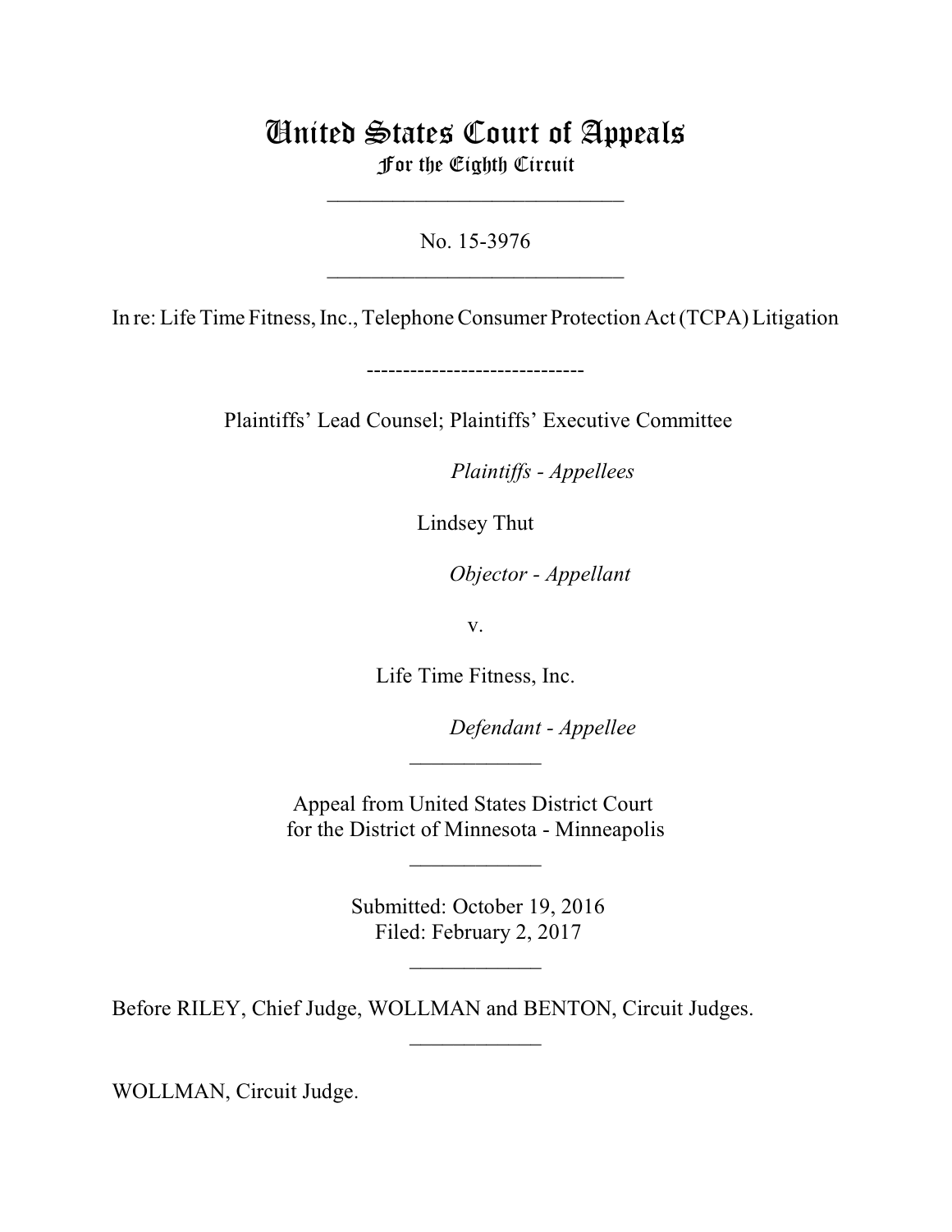# United States Court of Appeals
## For the Eighth Circuit

---

No. 15-3976

---

In re: Life Time Fitness, Inc., Telephone Consumer Protection Act (TCPA) Litigation

------------------------------

Plaintiffs' Lead Counsel; Plaintiffs' Executive Committee

*Plaintiffs - Appellees*

Lindsey Thut

*Objector - Appellant*

v.

Life Time Fitness, Inc.

*Defendant - Appellee*

---

Appeal from United States District Court
for the District of Minnesota - Minneapolis

---

Submitted: October 19, 2016
Filed: February 2, 2017

---

Before RILEY, Chief Judge, WOLLMAN and BENTON, Circuit Judges.

---

WOLLMAN, Circuit Judge.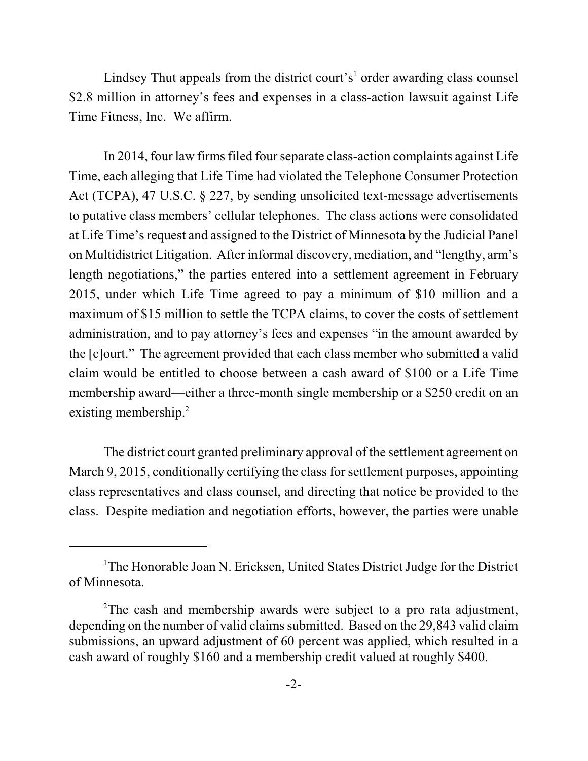Lindsey Thut appeals from the district court's[1] order awarding class counsel $2.8 million in attorney's fees and expenses in a class-action lawsuit against Life Time Fitness, Inc. We affirm.

In 2014, four law firms filed four separate class-action complaints against Life Time, each alleging that Life Time had violated the Telephone Consumer Protection Act (TCPA), 47 U.S.C. § 227, by sending unsolicited text-message advertisements to putative class members' cellular telephones. The class actions were consolidated at Life Time's request and assigned to the District of Minnesota by the Judicial Panel on Multidistrict Litigation. After informal discovery, mediation, and "lengthy, arm's length negotiations," the parties entered into a settlement agreement in February 2015, under which Life Time agreed to pay a minimum of $10 million and a maximum of $15 million to settle the TCPA claims, to cover the costs of settlement administration, and to pay attorney's fees and expenses "in the amount awarded by the [c]ourt." The agreement provided that each class member who submitted a valid claim would be entitled to choose between a cash award of $100 or a Life Time membership award—either a three-month single membership or a $250 credit on an existing membership.[2]

The district court granted preliminary approval of the settlement agreement on March 9, 2015, conditionally certifying the class for settlement purposes, appointing class representatives and class counsel, and directing that notice be provided to the class. Despite mediation and negotiation efforts, however, the parties were unable

---

[1]The Honorable Joan N. Ericksen, United States District Judge for the District of Minnesota.

[2]The cash and membership awards were subject to a pro rata adjustment, depending on the number of valid claims submitted. Based on the 29,843 valid claim submissions, an upward adjustment of 60 percent was applied, which resulted in a cash award of roughly $160 and a membership credit valued at roughly $400.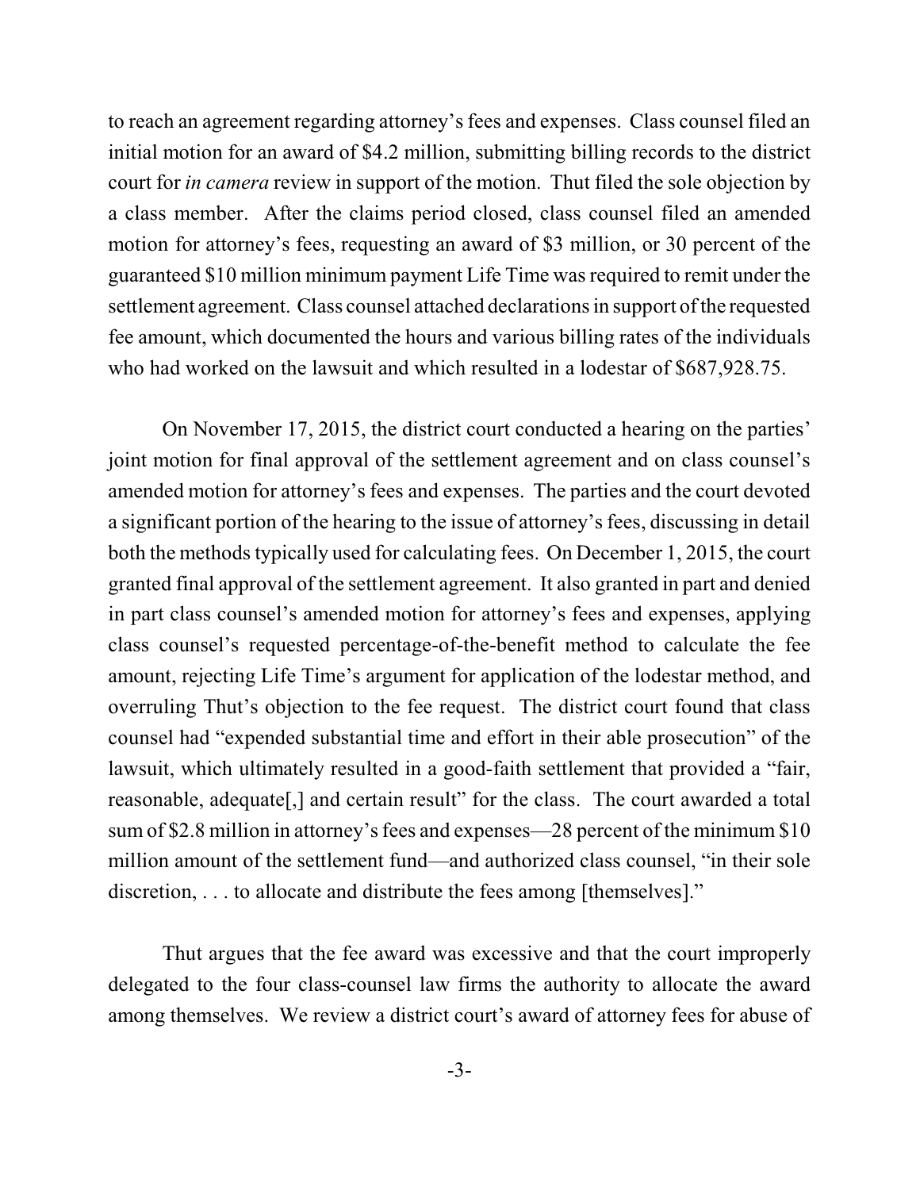to reach an agreement regarding attorney's fees and expenses. Class counsel filed an initial motion for an award of $4.2 million, submitting billing records to the district court for *in camera* review in support of the motion. Thut filed the sole objection by a class member. After the claims period closed, class counsel filed an amended motion for attorney's fees, requesting an award of $3 million, or 30 percent of the guaranteed $10 million minimum payment Life Time was required to remit under the settlement agreement. Class counsel attached declarations in support of the requested fee amount, which documented the hours and various billing rates of the individuals who had worked on the lawsuit and which resulted in a lodestar of $687,928.75.

On November 17, 2015, the district court conducted a hearing on the parties' joint motion for final approval of the settlement agreement and on class counsel's amended motion for attorney's fees and expenses. The parties and the court devoted a significant portion of the hearing to the issue of attorney's fees, discussing in detail both the methods typically used for calculating fees. On December 1, 2015, the court granted final approval of the settlement agreement. It also granted in part and denied in part class counsel's amended motion for attorney's fees and expenses, applying class counsel's requested percentage-of-the-benefit method to calculate the fee amount, rejecting Life Time's argument for application of the lodestar method, and overruling Thut's objection to the fee request. The district court found that class counsel had "expended substantial time and effort in their able prosecution" of the lawsuit, which ultimately resulted in a good-faith settlement that provided a "fair, reasonable, adequate[,] and certain result" for the class. The court awarded a total sum of $2.8 million in attorney's fees and expenses—28 percent of the minimum $10 million amount of the settlement fund—and authorized class counsel, "in their sole discretion, . . . to allocate and distribute the fees among [themselves]."

Thut argues that the fee award was excessive and that the court improperly delegated to the four class-counsel law firms the authority to allocate the award among themselves. We review a district court's award of attorney fees for abuse of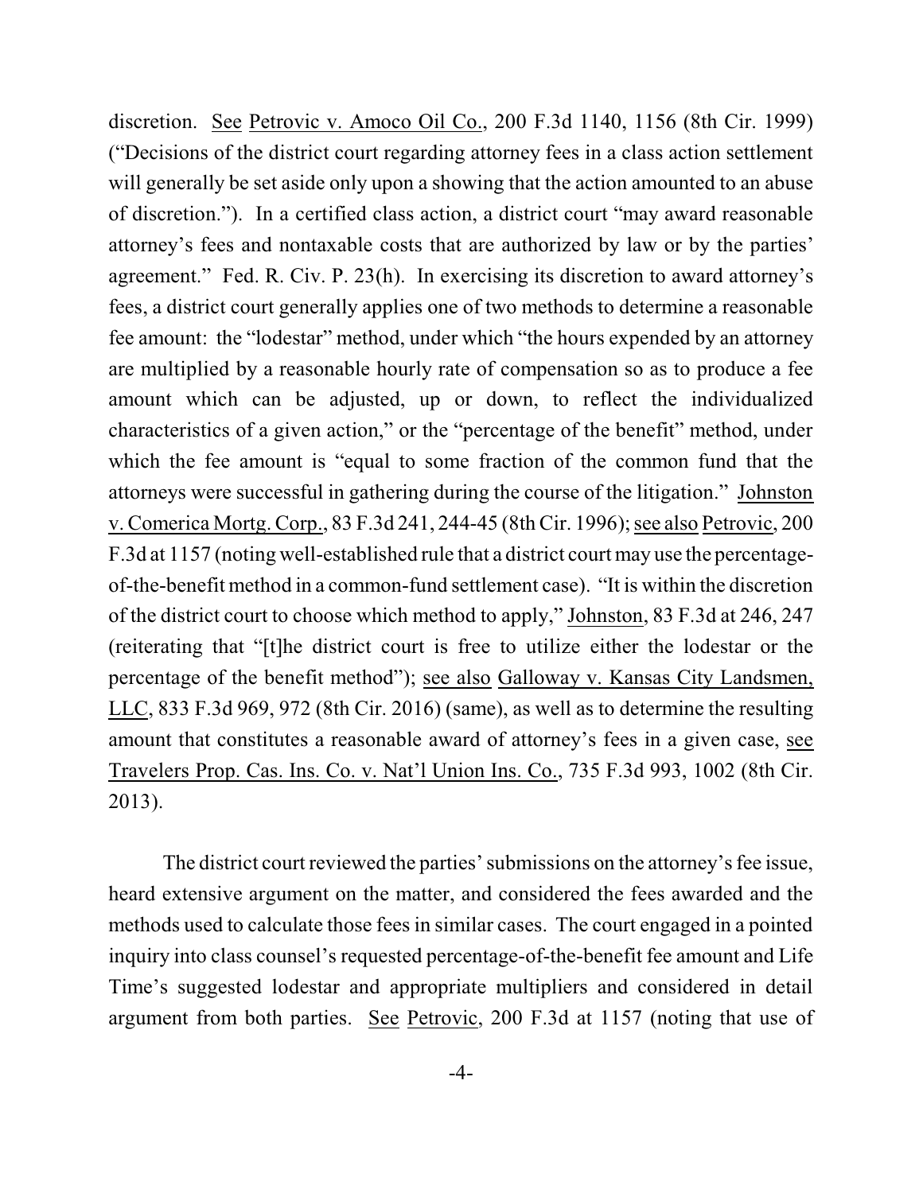discretion. See Petrovic v. Amoco Oil Co., 200 F.3d 1140, 1156 (8th Cir. 1999) ("Decisions of the district court regarding attorney fees in a class action settlement will generally be set aside only upon a showing that the action amounted to an abuse of discretion."). In a certified class action, a district court "may award reasonable attorney's fees and nontaxable costs that are authorized by law or by the parties' agreement." Fed. R. Civ. P. 23(h). In exercising its discretion to award attorney's fees, a district court generally applies one of two methods to determine a reasonable fee amount: the "lodestar" method, under which "the hours expended by an attorney are multiplied by a reasonable hourly rate of compensation so as to produce a fee amount which can be adjusted, up or down, to reflect the individualized characteristics of a given action," or the "percentage of the benefit" method, under which the fee amount is "equal to some fraction of the common fund that the attorneys were successful in gathering during the course of the litigation." Johnston v. Comerica Mortg. Corp., 83 F.3d 241, 244-45 (8th Cir. 1996); see also Petrovic, 200 F.3d at 1157 (noting well-established rule that a district court may use the percentage-of-the-benefit method in a common-fund settlement case). "It is within the discretion of the district court to choose which method to apply," Johnston, 83 F.3d at 246, 247 (reiterating that "[t]he district court is free to utilize either the lodestar or the percentage of the benefit method"); see also Galloway v. Kansas City Landsmen, LLC, 833 F.3d 969, 972 (8th Cir. 2016) (same), as well as to determine the resulting amount that constitutes a reasonable award of attorney's fees in a given case, see Travelers Prop. Cas. Ins. Co. v. Nat'l Union Ins. Co., 735 F.3d 993, 1002 (8th Cir. 2013).

The district court reviewed the parties' submissions on the attorney's fee issue, heard extensive argument on the matter, and considered the fees awarded and the methods used to calculate those fees in similar cases. The court engaged in a pointed inquiry into class counsel's requested percentage-of-the-benefit fee amount and Life Time's suggested lodestar and appropriate multipliers and considered in detail argument from both parties. See Petrovic, 200 F.3d at 1157 (noting that use of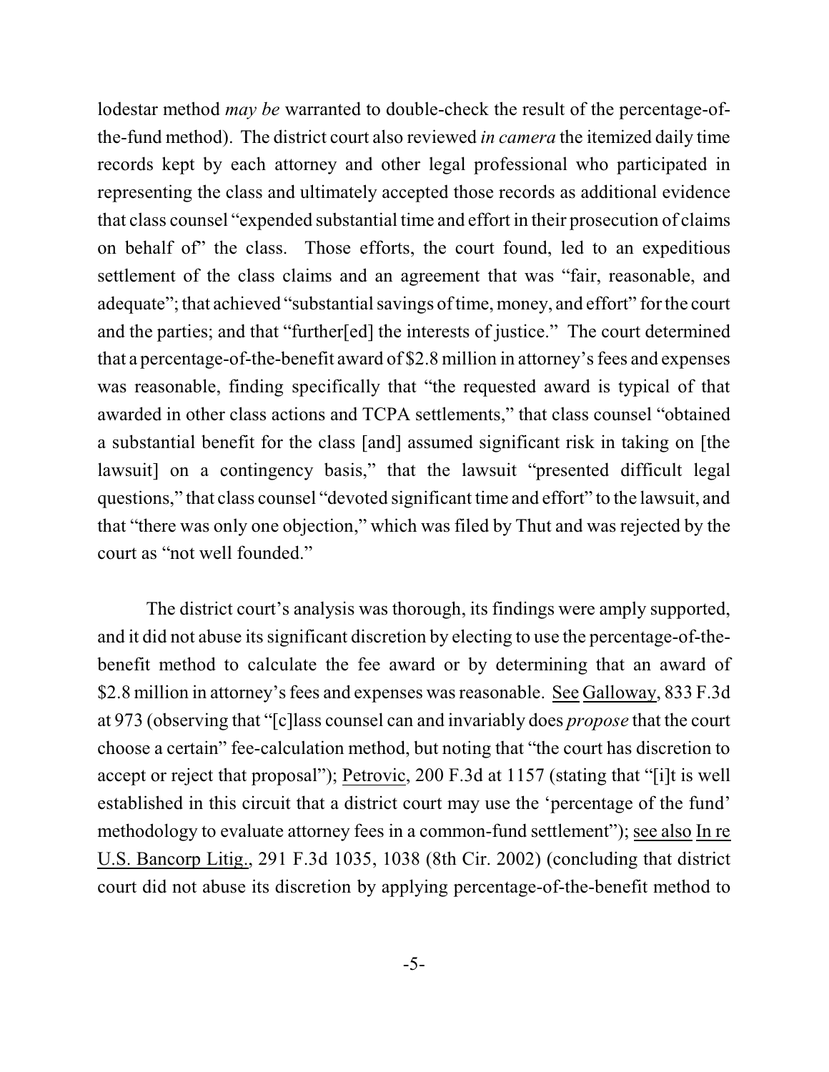lodestar method *may be* warranted to double-check the result of the percentage-of-the-fund method). The district court also reviewed *in camera* the itemized daily time records kept by each attorney and other legal professional who participated in representing the class and ultimately accepted those records as additional evidence that class counsel "expended substantial time and effort in their prosecution of claims on behalf of" the class. Those efforts, the court found, led to an expeditious settlement of the class claims and an agreement that was "fair, reasonable, and adequate"; that achieved "substantial savings of time, money, and effort" for the court and the parties; and that "further[ed] the interests of justice." The court determined that a percentage-of-the-benefit award of $2.8 million in attorney's fees and expenses was reasonable, finding specifically that "the requested award is typical of that awarded in other class actions and TCPA settlements," that class counsel "obtained a substantial benefit for the class [and] assumed significant risk in taking on [the lawsuit] on a contingency basis," that the lawsuit "presented difficult legal questions," that class counsel "devoted significant time and effort" to the lawsuit, and that "there was only one objection," which was filed by Thut and was rejected by the court as "not well founded."

The district court's analysis was thorough, its findings were amply supported, and it did not abuse its significant discretion by electing to use the percentage-of-the-benefit method to calculate the fee award or by determining that an award of $2.8 million in attorney's fees and expenses was reasonable. See Galloway, 833 F.3d at 973 (observing that "[c]lass counsel can and invariably does *propose* that the court choose a certain" fee-calculation method, but noting that "the court has discretion to accept or reject that proposal"); Petrovic, 200 F.3d at 1157 (stating that "[i]t is well established in this circuit that a district court may use the 'percentage of the fund' methodology to evaluate attorney fees in a common-fund settlement"); see also In re U.S. Bancorp Litig., 291 F.3d 1035, 1038 (8th Cir. 2002) (concluding that district court did not abuse its discretion by applying percentage-of-the-benefit method to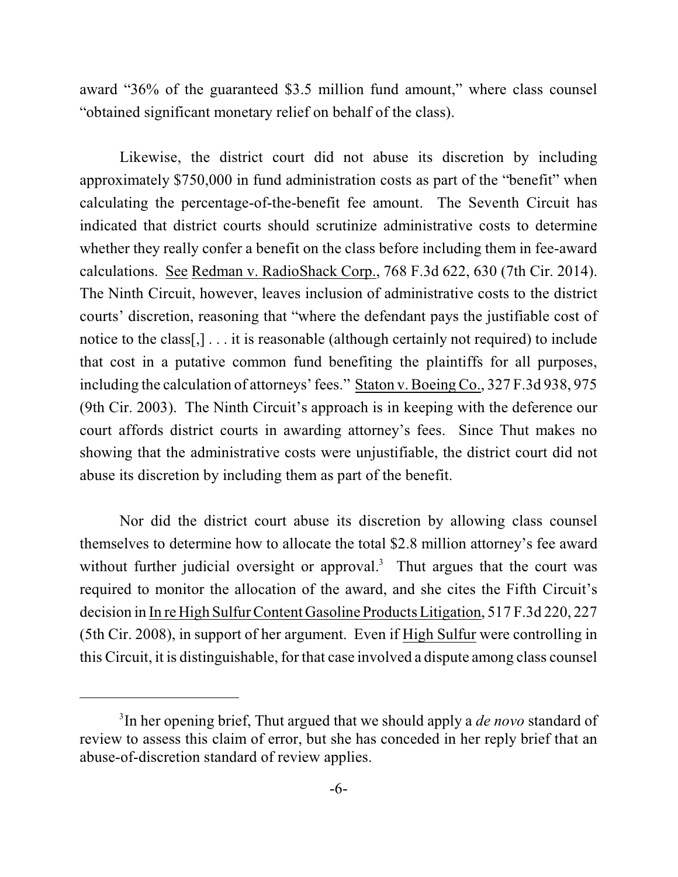award "36% of the guaranteed $3.5 million fund amount," where class counsel "obtained significant monetary relief on behalf of the class).

Likewise, the district court did not abuse its discretion by including approximately $750,000 in fund administration costs as part of the "benefit" when calculating the percentage-of-the-benefit fee amount. The Seventh Circuit has indicated that district courts should scrutinize administrative costs to determine whether they really confer a benefit on the class before including them in fee-award calculations. See Redman v. RadioShack Corp., 768 F.3d 622, 630 (7th Cir. 2014). The Ninth Circuit, however, leaves inclusion of administrative costs to the district courts' discretion, reasoning that "where the defendant pays the justifiable cost of notice to the class[,] . . . it is reasonable (although certainly not required) to include that cost in a putative common fund benefiting the plaintiffs for all purposes, including the calculation of attorneys' fees." Staton v. Boeing Co., 327 F.3d 938, 975 (9th Cir. 2003). The Ninth Circuit's approach is in keeping with the deference our court affords district courts in awarding attorney's fees. Since Thut makes no showing that the administrative costs were unjustifiable, the district court did not abuse its discretion by including them as part of the benefit.

Nor did the district court abuse its discretion by allowing class counsel themselves to determine how to allocate the total $2.8 million attorney's fee award without further judicial oversight or approval.[3] Thut argues that the court was required to monitor the allocation of the award, and she cites the Fifth Circuit's decision in In re High Sulfur Content Gasoline Products Litigation, 517 F.3d 220, 227 (5th Cir. 2008), in support of her argument. Even if High Sulfur were controlling in this Circuit, it is distinguishable, for that case involved a dispute among class counsel

---

[3] In her opening brief, Thut argued that we should apply a *de novo* standard of review to assess this claim of error, but she has conceded in her reply brief that an abuse-of-discretion standard of review applies.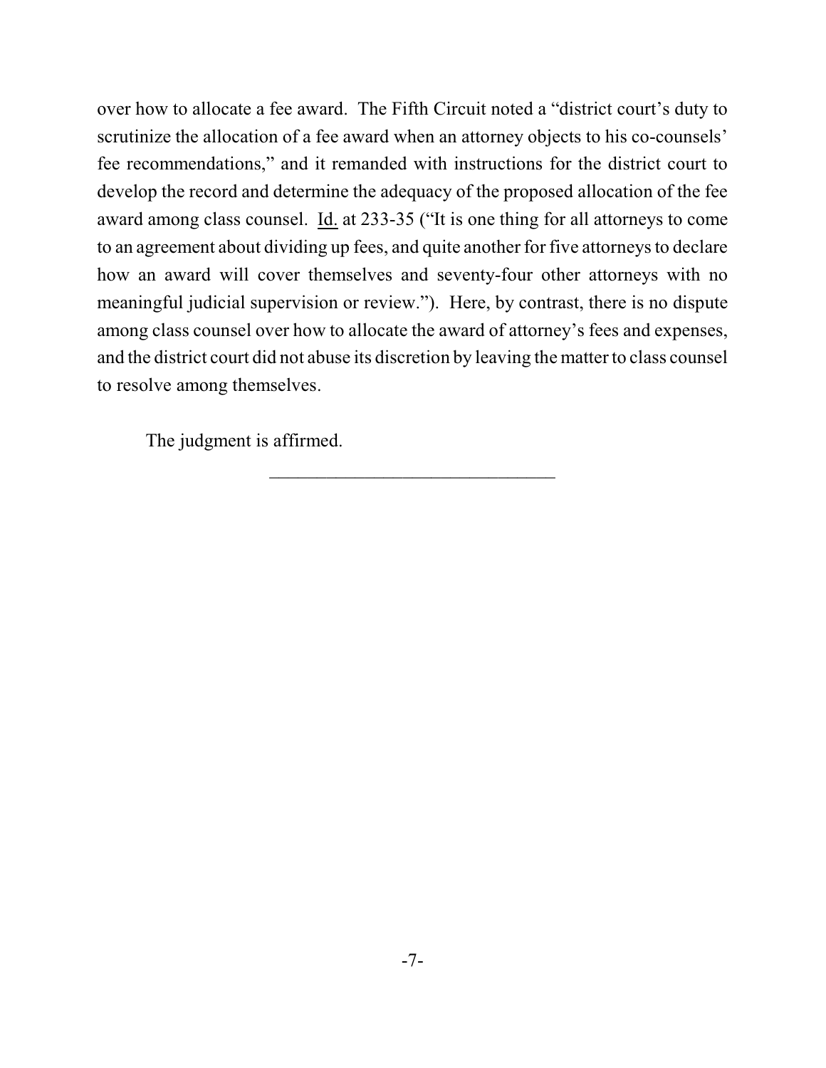over how to allocate a fee award. The Fifth Circuit noted a "district court's duty to scrutinize the allocation of a fee award when an attorney objects to his co-counsels' fee recommendations," and it remanded with instructions for the district court to develop the record and determine the adequacy of the proposed allocation of the fee award among class counsel. Id. at 233-35 ("It is one thing for all attorneys to come to an agreement about dividing up fees, and quite another for five attorneys to declare how an award will cover themselves and seventy-four other attorneys with no meaningful judicial supervision or review."). Here, by contrast, there is no dispute among class counsel over how to allocate the award of attorney's fees and expenses, and the district court did not abuse its discretion by leaving the matter to class counsel to resolve among themselves.

The judgment is affirmed.

______________________________